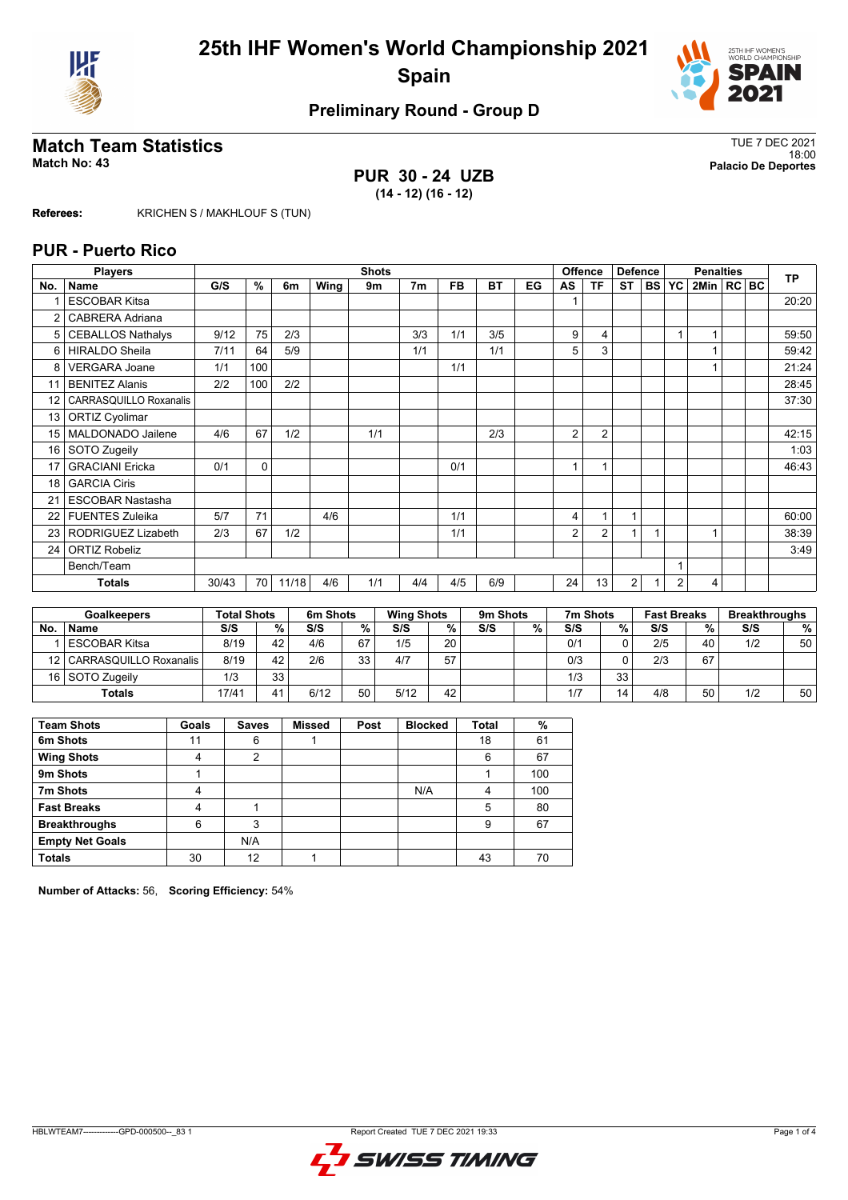# 25th IHF Women's World Championship 2021

## Spain

### Preliminary Round - Group D

## Match Team Statistics

**Match No: 43**

TUE 7 DEC 2021
18:00
**Palacio De Deportes**

**PUR 30 - 24 UZB**
**(14 - 12) (16 - 12)**

**Referees:** KRICHEN S / MAKHLOUF S (TUN)

## PUR - Puerto Rico

| No. | Name | G/S | % | 6m | Wing | 9m | 7m | FB | BT | EG | AS | TF | ST | BS | YC | 2Min | RC | BC | TP |
|---|---|---|---|---|---|---|---|---|---|---|---|---|---|---|---|---|---|---|---|
| | **Players** | **Shots** | | | | | | | | | **Offence** | | **Defence** | | **Penalties** | | | | |
| 1 | ESCOBAR Kitsa | | | | | | | | | | 1 | | | | | | | | 20:20 |
| 2 | CABRERA Adriana | | | | | | | | | | | | | | | | | | |
| 5 | CEBALLOS Nathalys | 9/12 | 75 | 2/3 | | | 3/3 | 1/1 | 3/5 | | 9 | 4 | | | 1 | 1 | | | 59:50 |
| 6 | HIRALDO Sheila | 7/11 | 64 | 5/9 | | | 1/1 | | 1/1 | | 5 | 3 | | | | 1 | | | 59:42 |
| 8 | VERGARA Joane | 1/1 | 100 | | | | | 1/1 | | | | | | | | 1 | | | 21:24 |
| 11 | BENITEZ Alanis | 2/2 | 100 | 2/2 | | | | | | | | | | | | | | | 28:45 |
| 12 | CARRASQUILLO Roxanalis | | | | | | | | | | | | | | | | | | 37:30 |
| 13 | ORTIZ Cyolimar | | | | | | | | | | | | | | | | | | |
| 15 | MALDONADO Jailene | 4/6 | 67 | 1/2 | | 1/1 | | | 2/3 | | 2 | 2 | | | | | | | 42:15 |
| 16 | SOTO Zugeily | | | | | | | | | | | | | | | | | | 1:03 |
| 17 | GRACIANI Ericka | 0/1 | 0 | | | | | 0/1 | | | 1 | 1 | | | | | | | 46:43 |
| 18 | GARCIA Ciris | | | | | | | | | | | | | | | | | | |
| 21 | ESCOBAR Nastasha | | | | | | | | | | | | | | | | | | |
| 22 | FUENTES Zuleika | 5/7 | 71 | | 4/6 | | | 1/1 | | | 4 | 1 | 1 | | | | | | 60:00 |
| 23 | RODRIGUEZ Lizabeth | 2/3 | 67 | 1/2 | | | | 1/1 | | | 2 | 2 | 1 | 1 | | 1 | | | 38:39 |
| 24 | ORTIZ Robeliz | | | | | | | | | | | | | | | | | | 3:49 |
| | Bench/Team | | | | | | | | | | | | | | 1 | | | | |
| | **Totals** | 30/43 | 70 | 11/18 | 4/6 | 1/1 | 4/4 | 4/5 | 6/9 | | 24 | 13 | 2 | 1 | 2 | 4 | | | |

| No. | Name | Total Shots S/S | % | 6m Shots S/S | % | Wing Shots S/S | % | 9m Shots S/S | % | 7m Shots S/S | % | Fast Breaks S/S | % | Breakthroughs S/S | % |
|---|---|---|---|---|---|---|---|---|---|---|---|---|---|---|---|
| 1 | ESCOBAR Kitsa | 8/19 | 42 | 4/6 | 67 | 1/5 | 20 | | | 0/1 | 0 | 2/5 | 40 | 1/2 | 50 |
| 12 | CARRASQUILLO Roxanalis | 8/19 | 42 | 2/6 | 33 | 4/7 | 57 | | | 0/3 | 0 | 2/3 | 67 | | |
| 16 | SOTO Zugeily | 1/3 | 33 | | | | | | | 1/3 | 33 | | | | |
| | **Totals** | 17/41 | 41 | 6/12 | 50 | 5/12 | 42 | | | 1/7 | 14 | 4/8 | 50 | 1/2 | 50 |

| Team Shots | Goals | Saves | Missed | Post | Blocked | Total | % |
|---|---|---|---|---|---|---|---|
| **6m Shots** | 11 | 6 | 1 | | | 18 | 61 |
| **Wing Shots** | 4 | 2 | | | | 6 | 67 |
| **9m Shots** | 1 | | | | | 1 | 100 |
| **7m Shots** | 4 | | | | N/A | 4 | 100 |
| **Fast Breaks** | 4 | 1 | | | | 5 | 80 |
| **Breakthroughs** | 6 | 3 | | | | 9 | 67 |
| **Empty Net Goals** | | N/A | | | | | |
| **Totals** | 30 | 12 | 1 | | | 43 | 70 |

**Number of Attacks:** 56, **Scoring Efficiency:** 54%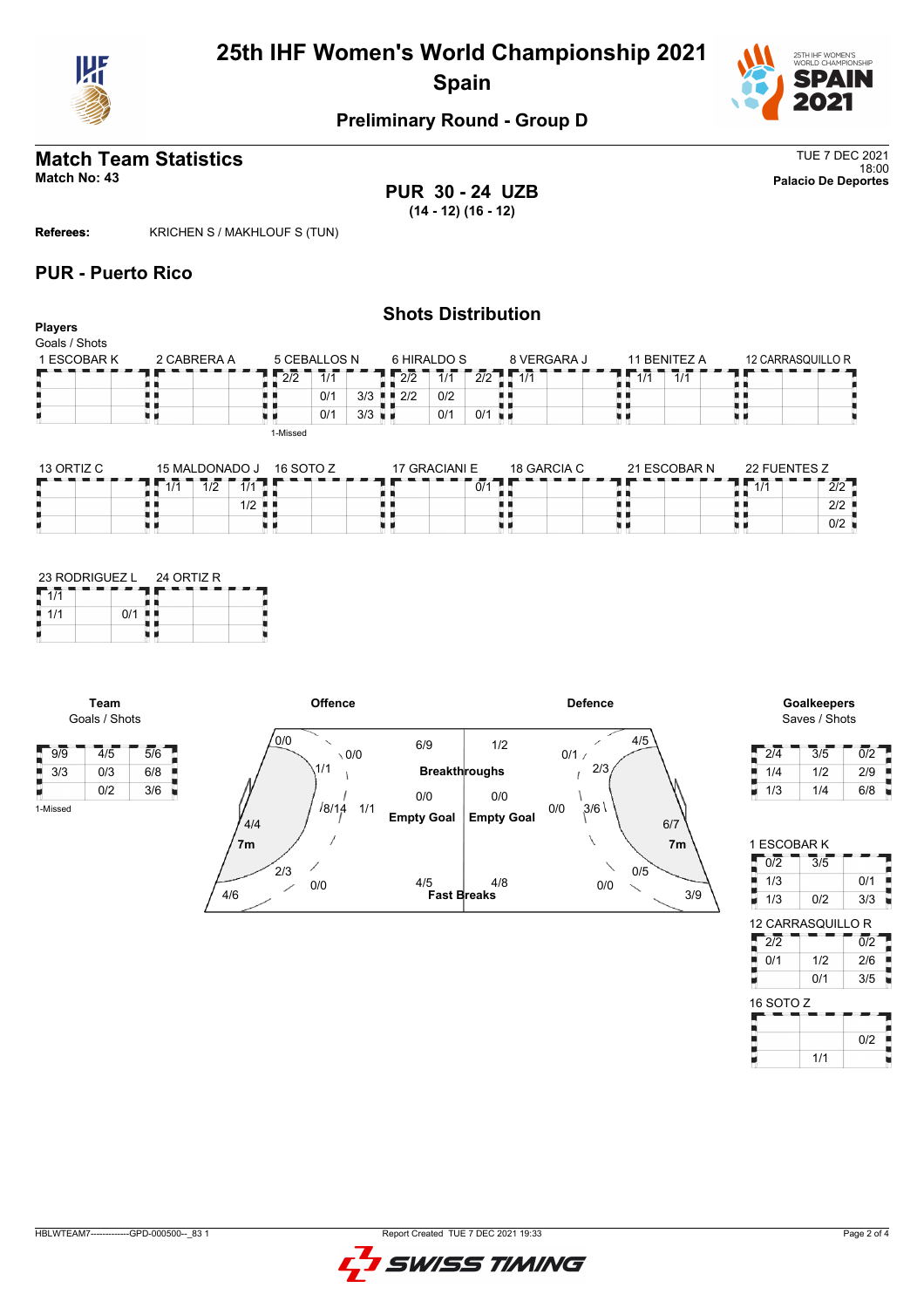# 25th IHF Women's World Championship 2021
## Spain

### Preliminary Round - Group D

## Match Team Statistics

**Match No: 43**

TUE 7 DEC 2021
18:00
**Palacio De Deportes**

**PUR 30 - 24 UZB**
**(14 - 12) (16 - 12)**

**Referees:** KRICHEN S / MAKHLOUF S (TUN)

## PUR - Puerto Rico

### Shots Distribution

**Players**
Goals / Shots

**1 ESCOBAR K**

| | | |
|---|---|---|
| | | |
| | | |
| | | |

**2 CABRERA A**

| | | |
|---|---|---|
| | | |
| | | |
| | | |

**5 CEBALLOS N**

| | | |
|---|---|---|
| 2/2 | 1/1 | |
| | 0/1 | 3/3 |
| | 0/1 | 3/3 |

1-Missed

**6 HIRALDO S**

| | | |
|---|---|---|
| 2/2 | 1/1 | 2/2 |
| 2/2 | 0/2 | |
| | 0/1 | 0/1 |

**8 VERGARA J**

| | | |
|---|---|---|
| 1/1 | | |
| | | |
| | | |

**11 BENITEZ A**

| | | |
|---|---|---|
| 1/1 | 1/1 | |
| | | |
| | | |

**12 CARRASQUILLO R**

| | | |
|---|---|---|
| | | |
| | | |
| | | |

**13 ORTIZ C**

| | | |
|---|---|---|
| | | |
| | | |
| | | |

**15 MALDONADO J**

| | | |
|---|---|---|
| 1/1 | 1/2 | 1/1 |
| | | 1/2 |
| | | |

**16 SOTO Z**

| | | |
|---|---|---|
| | | |
| | | |
| | | |

**17 GRACIANI E**

| | | |
|---|---|---|
| | | 0/1 |
| | | |
| | | |

**18 GARCIA C**

| | | |
|---|---|---|
| | | |
| | | |
| | | |

**21 ESCOBAR N**

| | | |
|---|---|---|
| | | |
| | | |
| | | |

**22 FUENTES Z**

| | | |
|---|---|---|
| 1/1 | | 2/2 |
| | | 2/2 |
| | | 0/2 |

**23 RODRIGUEZ L**

| | | |
|---|---|---|
| 1/1 | | |
| 1/1 | | 0/1 |
| | | |

**24 ORTIZ R**

| | | |
|---|---|---|
| | | |
| | | |
| | | |

**Team**
Goals / Shots

| | | |
|---|---|---|
| 9/9 | 4/5 | 5/6 |
| 3/3 | 0/3 | 6/8 |
| | 0/2 | 3/6 |

1-Missed

**Offence**

| Zone | Goals / Shots |
|---|---|
| Left wing (top) | 0/0 |
| Left 6m | 1/1 |
| Left 9m | 4/4 |
| Left back (bottom) | 4/6 |
| Centre 6m | 0/0 |
| Centre 9m | 8/14 |
| 7m | 1/1 |
| Left wing low | 2/3 |
| Right 6m low | 0/0 |
| Breakthroughs | 6/9 |
| Empty Goal | 0/0 |
| Fast Breaks | 4/5 |

**Defence**

| Zone | Goals / Shots |
|---|---|
| Breakthroughs | 1/2 |
| Empty Goal | 0/0 |
| Fast Breaks | 4/8 |
| 0/1 | |
| 4/5 | |
| 2/3 | |
| 0/0 | |
| 3/6 | |
| 6/7 | |
| 0/5 | |
| 0/0 | |
| 3/9 | |

**Goalkeepers**
Saves / Shots

| | | |
|---|---|---|
| 2/4 | 3/5 | 0/2 |
| 1/4 | 1/2 | 2/9 |
| 1/3 | 1/4 | 6/8 |

**1 ESCOBAR K**

| | | |
|---|---|---|
| 0/2 | 3/5 | |
| 1/3 | | 0/1 |
| 1/3 | 0/2 | 3/3 |

**12 CARRASQUILLO R**

| | | |
|---|---|---|
| 2/2 | | 0/2 |
| 0/1 | 1/2 | 2/6 |
| | 0/1 | 3/5 |

**16 SOTO Z**

| | | |
|---|---|---|
| | | |
| | | 0/2 |
| | 1/1 | |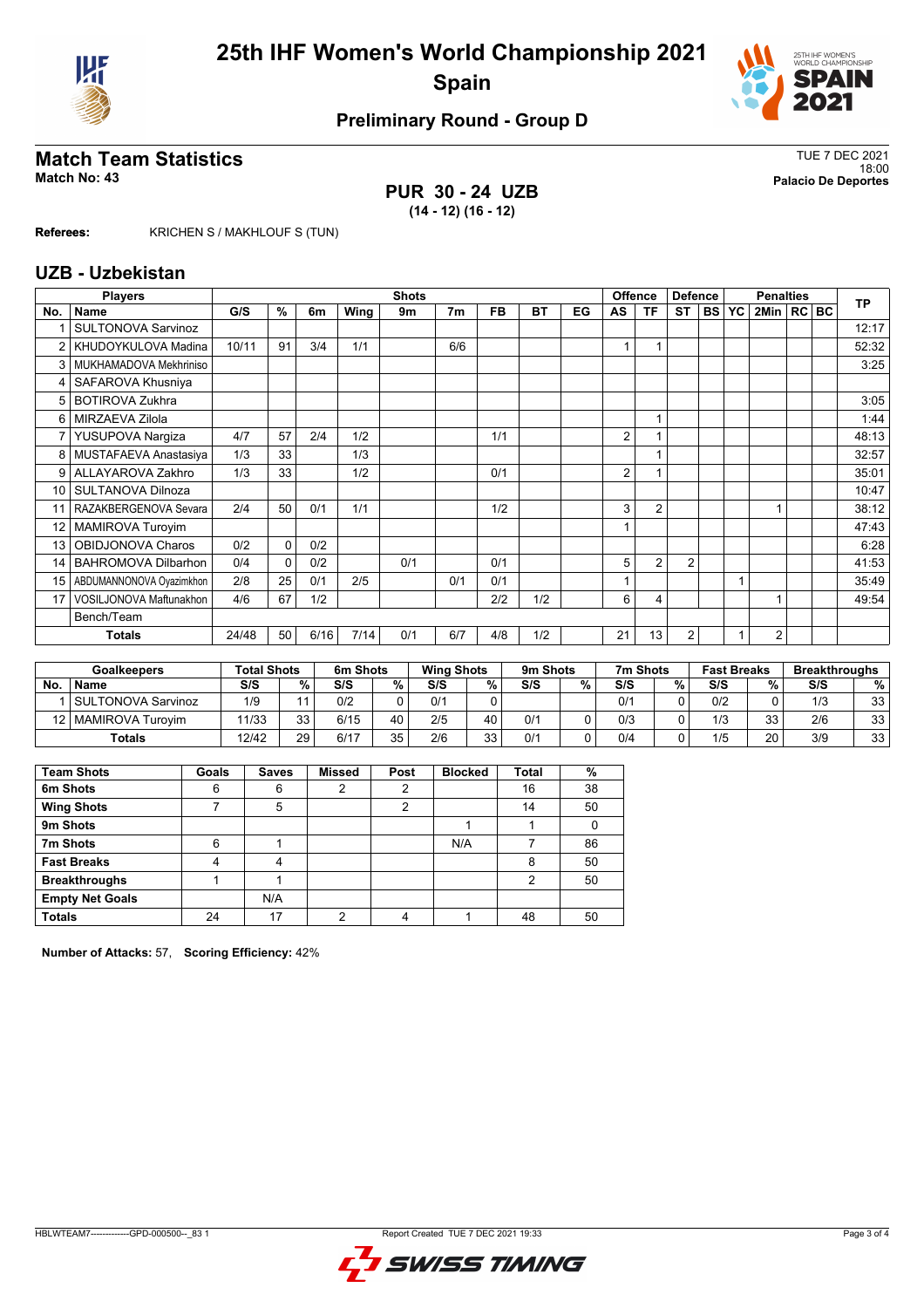# 25th IHF Women's World Championship 2021

## Spain

### Preliminary Round - Group D

## Match Team Statistics

**Match No: 43**

TUE 7 DEC 2021
18:00
**Palacio De Deportes**

**PUR 30 - 24 UZB**
**(14 - 12) (16 - 12)**

**Referees:** KRICHEN S / MAKHLOUF S (TUN)

## UZB - Uzbekistan

| Players | | Shots | | | | | | | | | Offence | | Defence | | Penalties | | | | | TP |
|---|---|---|---|---|---|---|---|---|---|---|---|---|---|---|---|---|---|---|---|---|
| No. | Name | G/S | % | 6m | Wing | 9m | 7m | FB | BT | EG | AS | TF | ST | BS | YC | 2Min | RC | BC | | |
| 1 | SULTONOVA Sarvinoz | | | | | | | | | | | | | | | | | | | 12:17 |
| 2 | KHUDOYKULOVA Madina | 10/11 | 91 | 3/4 | 1/1 | | 6/6 | | | | 1 | 1 | | | | | | | | 52:32 |
| 3 | MUKHAMADOVA Mekhriniso | | | | | | | | | | | | | | | | | | | 3:25 |
| 4 | SAFAROVA Khusniya | | | | | | | | | | | | | | | | | | | |
| 5 | BOTIROVA Zukhra | | | | | | | | | | | | | | | | | | | 3:05 |
| 6 | MIRZAEVA Zilola | | | | | | | | | | | 1 | | | | | | | | 1:44 |
| 7 | YUSUPOVA Nargiza | 4/7 | 57 | 2/4 | 1/2 | | | 1/1 | | | 2 | 1 | | | | | | | | 48:13 |
| 8 | MUSTAFAEVA Anastasiya | 1/3 | 33 | | 1/3 | | | | | | | 1 | | | | | | | | 32:57 |
| 9 | ALLAYAROVA Zakhro | 1/3 | 33 | | 1/2 | | | 0/1 | | | 2 | 1 | | | | | | | | 35:01 |
| 10 | SULTANOVA Dilnoza | | | | | | | | | | | | | | | | | | | 10:47 |
| 11 | RAZAKBERGENOVA Sevara | 2/4 | 50 | 0/1 | 1/1 | | | 1/2 | | | 3 | 2 | | | | 1 | | | | 38:12 |
| 12 | MAMIROVA Turoyim | | | | | | | | | | 1 | | | | | | | | | 47:43 |
| 13 | OBIDJONOVA Charos | 0/2 | 0 | 0/2 | | | | | | | | | | | | | | | | 6:28 |
| 14 | BAHROMOVA Dilbarhon | 0/4 | 0 | 0/2 | | 0/1 | | 0/1 | | | 5 | 2 | 2 | | | | | | | 41:53 |
| 15 | ABDUMANNONOVA Oyazimkhon | 2/8 | 25 | 0/1 | 2/5 | | 0/1 | 0/1 | | | 1 | | | | 1 | | | | | 35:49 |
| 17 | VOSILJONOVA Maftunakhon | 4/6 | 67 | 1/2 | | | | 2/2 | 1/2 | | 6 | 4 | | | | 1 | | | | 49:54 |
| | Bench/Team | | | | | | | | | | | | | | | | | | | |
| | **Totals** | 24/48 | 50 | 6/16 | 7/14 | 0/1 | 6/7 | 4/8 | 1/2 | | 21 | 13 | 2 | | 1 | 2 | | | | |

| Goalkeepers | | Total Shots | | 6m Shots | | Wing Shots | | 9m Shots | | 7m Shots | | Fast Breaks | | Breakthroughs | |
|---|---|---|---|---|---|---|---|---|---|---|---|---|---|---|---|
| No. | Name | S/S | % | S/S | % | S/S | % | S/S | % | S/S | % | S/S | % | S/S | % |
| 1 | SULTONOVA Sarvinoz | 1/9 | 11 | 0/2 | 0 | 0/1 | 0 | | | 0/1 | 0 | 0/2 | 0 | 1/3 | 33 |
| 12 | MAMIROVA Turoyim | 11/33 | 33 | 6/15 | 40 | 2/5 | 40 | 0/1 | 0 | 0/3 | 0 | 1/3 | 33 | 2/6 | 33 |
| | **Totals** | 12/42 | 29 | 6/17 | 35 | 2/6 | 33 | 0/1 | 0 | 0/4 | 0 | 1/5 | 20 | 3/9 | 33 |

| Team Shots | Goals | Saves | Missed | Post | Blocked | Total | % |
|---|---|---|---|---|---|---|---|
| **6m Shots** | 6 | 6 | 2 | 2 | | 16 | 38 |
| **Wing Shots** | 7 | 5 | | 2 | | 14 | 50 |
| **9m Shots** | | | | | 1 | 1 | 0 |
| **7m Shots** | 6 | 1 | | | N/A | 7 | 86 |
| **Fast Breaks** | 4 | 4 | | | | 8 | 50 |
| **Breakthroughs** | 1 | 1 | | | | 2 | 50 |
| **Empty Net Goals** | | N/A | | | | | |
| **Totals** | 24 | 17 | 2 | 4 | 1 | 48 | 50 |

**Number of Attacks:** 57, **Scoring Efficiency:** 42%

HBLWTEAM7-------------GPD-000500--_83 1    Report Created TUE 7 DEC 2021 19:33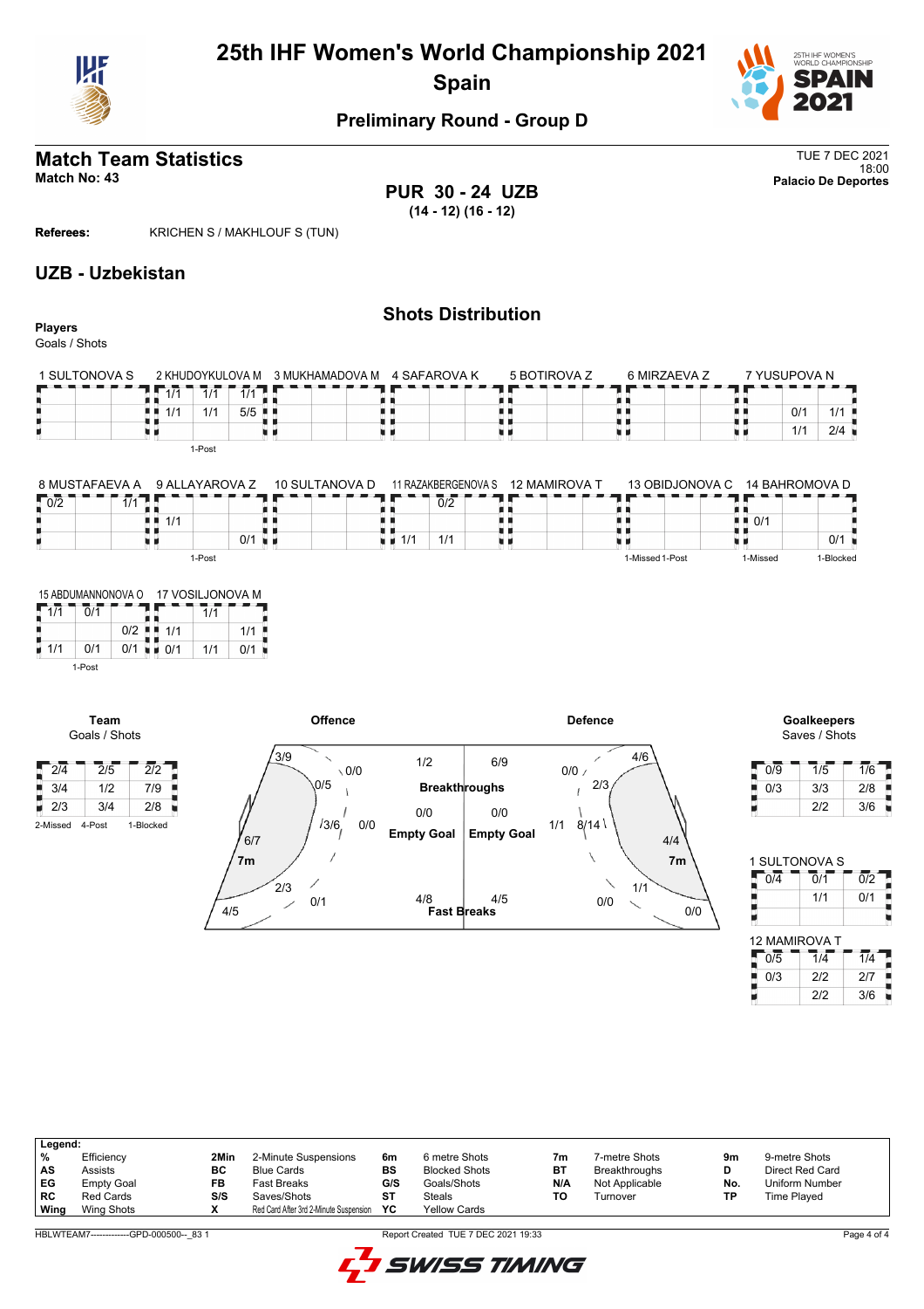# 25th IHF Women's World Championship 2021
## Spain

### Preliminary Round - Group D

## Match Team Statistics

**Match No: 43**

TUE 7 DEC 2021
18:00
**Palacio De Deportes**

**PUR 30 - 24 UZB**
**(14 - 12) (16 - 12)**

**Referees:** KRICHEN S / MAKHLOUF S (TUN)

## UZB - Uzbekistan

### Shots Distribution

**Players**
Goals / Shots

1 SULTONOVA S

2 KHUDOYKULOVA M

| | | |
|---|---|---|
| 1/1 | 1/1 | 1/1 |
| 1/1 | 1/1 | 5/5 |
| | | |

1-Post

3 MUKHAMADOVA M

4 SAFAROVA K

5 BOTIROVA Z

6 MIRZAEVA Z

7 YUSUPOVA N

| | | |
|---|---|---|
| | | |
| | 0/1 | 1/1 |
| | 1/1 | 2/4 |

8 MUSTAFAEVA A

| | | |
|---|---|---|
| 0/2 | | 1/1 |
| | | |
| | | |

9 ALLAYAROVA Z

| | | |
|---|---|---|
| | | |
| 1/1 | | |
| | | 0/1 |

1-Post

10 SULTONOVA D

11 RAZAKBERGENOVA S

| | | |
|---|---|---|
| | 0/2 | |
| | | |
| 1/1 | 1/1 | |

12 MAMIROVA T

13 OBIDJONOVA C

1-Missed 1-Post

14 BAHROMOVA D

| | | |
|---|---|---|
| | | |
| 0/1 | | |
| | | 0/1 |

1-Missed 1-Blocked

15 ABDUMANNONOVA O

| | | |
|---|---|---|
| 1/1 | 0/1 | |
| | | 0/2 |
| 1/1 | 0/1 | 0/1 |

1-Post

17 VOSILJONOVA M

| | | |
|---|---|---|
| | 1/1 | |
| 1/1 | | 1/1 |
| 0/1 | 1/1 | 0/1 |

**Team**
Goals / Shots

| | | |
|---|---|---|
| 2/4 | 2/5 | 2/2 |
| 3/4 | 1/2 | 7/9 |
| 2/3 | 3/4 | 2/8 |

2-Missed 4-Post 1-Blocked

**Offence**

3/9
0/0
0/5
6/7
7m
/3/6
0/0
2/3
0/1
4/5

1/2 6/9
Breakthroughs
0/0 0/0
Empty Goal Empty Goal
4/8 4/5
Fast Breaks

**Defence**

0/0
4/6
2/3
1/1
8/14
4/4
7m
1/1
0/0
0/0

**Goalkeepers**
Saves / Shots

| | | |
|---|---|---|
| 0/9 | 1/5 | 1/6 |
| 0/3 | 3/3 | 2/8 |
| | 2/2 | 3/6 |

1 SULTONOVA S

| | | |
|---|---|---|
| 0/4 | 0/1 | 0/2 |
| | 1/1 | 0/1 |
| | | |

12 MAMIROVA T

| | | |
|---|---|---|
| 0/5 | 1/4 | 1/4 |
| 0/3 | 2/2 | 2/7 |
| | 2/2 | 3/6 |

| Legend: | | | | | | | | | |
|---|---|---|---|---|---|---|---|---|---|
| % | Efficiency | 2Min | 2-Minute Suspensions | 6m | 6 metre Shots | 7m | 7-metre Shots | 9m | 9-metre Shots |
| AS | Assists | BC | Blue Cards | BS | Blocked Shots | BT | Breakthroughs | D | Direct Red Card |
| EG | Empty Goal | FB | Fast Breaks | G/S | Goals/Shots | N/A | Not Applicable | No. | Uniform Number |
| RC | Red Cards | S/S | Saves/Shots | ST | Steals | TO | Turnover | TP | Time Played |
| Wing | Wing Shots | X | Red Card After 3rd 2-Minute Suspension | YC | Yellow Cards | | | | |

HBLWTEAM7--------------GPD-000500--_83 1 Report Created TUE 7 DEC 2021 19:33